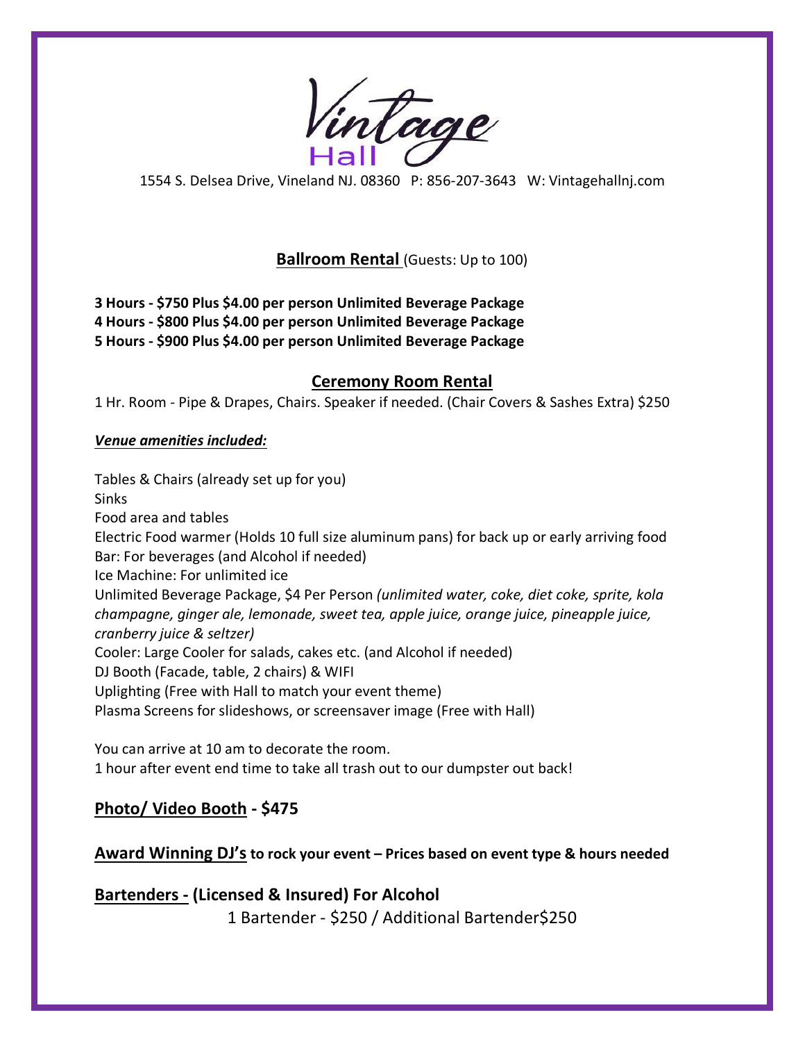# Vintage Hall

1554 S. Delsea Drive, Vineland NJ. 08360 P: 856-207-3643 W: Vintagehallnj.com

## Ballroom Rental (Guests: Up to 100)

**3 Hours - $750 Plus $4.00 per person Unlimited Beverage Package**
**4 Hours - $800 Plus $4.00 per person Unlimited Beverage Package**
**5 Hours - $900 Plus $4.00 per person Unlimited Beverage Package**

## Ceremony Room Rental

1 Hr. Room - Pipe & Drapes, Chairs. Speaker if needed. (Chair Covers & Sashes Extra) $250

***Venue amenities included:***

Tables & Chairs (already set up for you)
Sinks
Food area and tables
Electric Food warmer (Holds 10 full size aluminum pans) for back up or early arriving food
Bar: For beverages (and Alcohol if needed)
Ice Machine: For unlimited ice
Unlimited Beverage Package, $4 Per Person *(unlimited water, coke, diet coke, sprite, kola champagne, ginger ale, lemonade, sweet tea, apple juice, orange juice, pineapple juice, cranberry juice & seltzer)*
Cooler: Large Cooler for salads, cakes etc. (and Alcohol if needed)
DJ Booth (Facade, table, 2 chairs) & WIFI
Uplighting (Free with Hall to match your event theme)
Plasma Screens for slideshows, or screensaver image (Free with Hall)

You can arrive at 10 am to decorate the room.
1 hour after event end time to take all trash out to our dumpster out back!

## Photo/ Video Booth - $475

## Award Winning DJ's to rock your event – Prices based on event type & hours needed

## Bartenders - (Licensed & Insured) For Alcohol

1 Bartender - $250 / Additional Bartender$250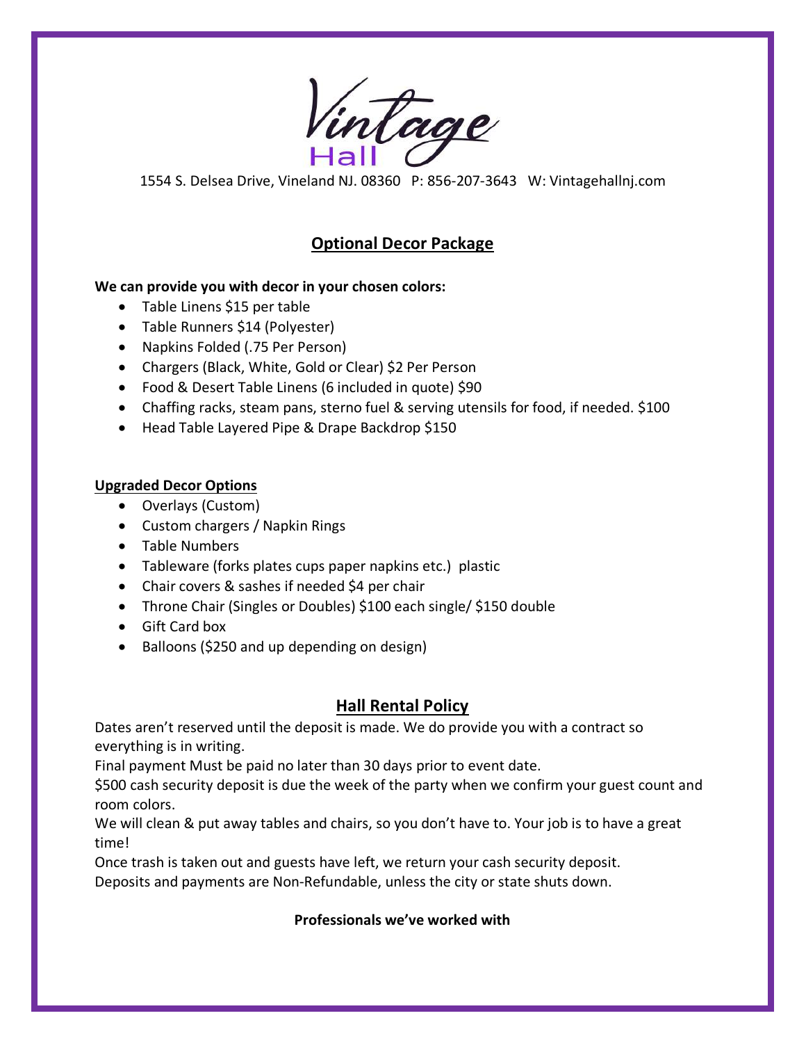Vintage Hall

1554 S. Delsea Drive, Vineland NJ. 08360   P: 856-207-3643   W: Vintagehallnj.com

## Optional Decor Package

**We can provide you with decor in your chosen colors:**

- Table Linens $15 per table
- Table Runners $14 (Polyester)
- Napkins Folded (.75 Per Person)
- Chargers (Black, White, Gold or Clear) $2 Per Person
- Food & Desert Table Linens (6 included in quote) $90
- Chaffing racks, steam pans, sterno fuel & serving utensils for food, if needed. $100
- Head Table Layered Pipe & Drape Backdrop $150

### Upgraded Decor Options

- Overlays (Custom)
- Custom chargers / Napkin Rings
- Table Numbers
- Tableware (forks plates cups paper napkins etc.) plastic
- Chair covers & sashes if needed $4 per chair
- Throne Chair (Singles or Doubles) $100 each single/ $150 double
- Gift Card box
- Balloons ($250 and up depending on design)

## Hall Rental Policy

Dates aren't reserved until the deposit is made. We do provide you with a contract so everything is in writing.

Final payment Must be paid no later than 30 days prior to event date.

$500 cash security deposit is due the week of the party when we confirm your guest count and room colors.

We will clean & put away tables and chairs, so you don't have to. Your job is to have a great time!

Once trash is taken out and guests have left, we return your cash security deposit.

Deposits and payments are Non-Refundable, unless the city or state shuts down.

**Professionals we've worked with**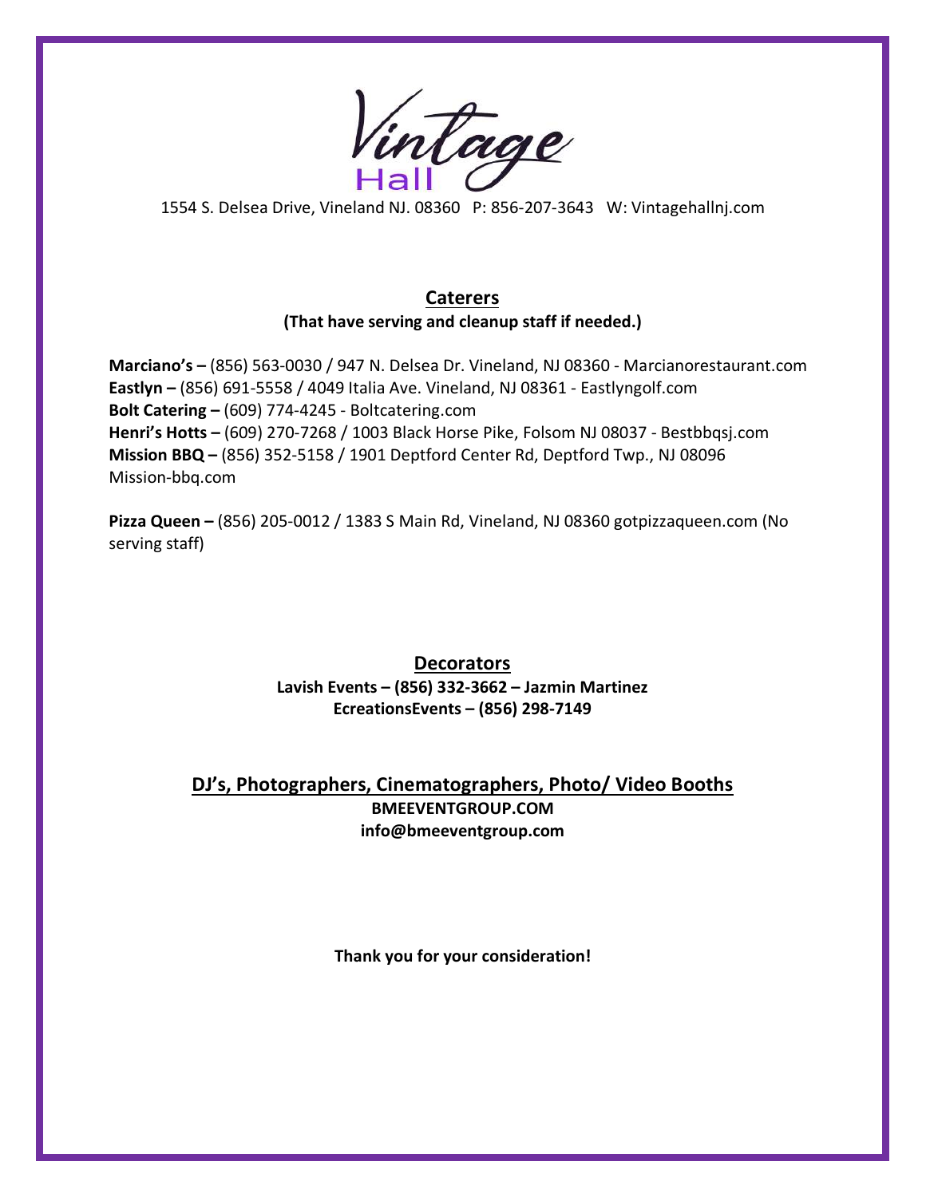Vintage Hall

1554 S. Delsea Drive, Vineland NJ. 08360   P: 856-207-3643   W: Vintagehallnj.com

## Caterers

**(That have serving and cleanup staff if needed.)**

**Marciano's –** (856) 563-0030 / 947 N. Delsea Dr. Vineland, NJ 08360 - Marcianorestaurant.com
**Eastlyn –** (856) 691-5558 / 4049 Italia Ave. Vineland, NJ 08361 - Eastlyngolf.com
**Bolt Catering –** (609) 774-4245 - Boltcatering.com
**Henri's Hotts –** (609) 270-7268 / 1003 Black Horse Pike, Folsom NJ 08037 - Bestbbqsj.com
**Mission BBQ –** (856) 352-5158 / 1901 Deptford Center Rd, Deptford Twp., NJ 08096 Mission-bbq.com

**Pizza Queen –** (856) 205-0012 / 1383 S Main Rd, Vineland, NJ 08360 gotpizzaqueen.com (No serving staff)

## Decorators

**Lavish Events – (856) 332-3662 – Jazmin Martinez**
**EcreationsEvents – (856) 298-7149**

## DJ's, Photographers, Cinematographers, Photo/ Video Booths

**BMEEVENTGROUP.COM**
**info@bmeeventgroup.com**

**Thank you for your consideration!**